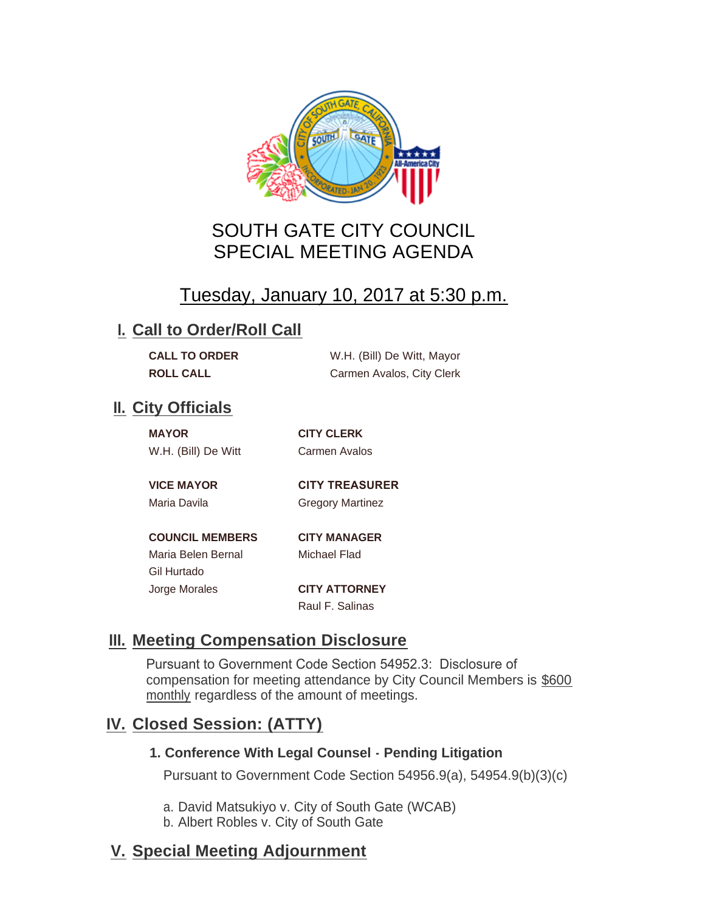# SOUTH GATE CITY COUNCIL
# SPECIAL MEETING AGENDA

## Tuesday, January 10, 2017 at 5:30 p.m.

## I. Call to Order/Roll Call

**CALL TO ORDER** W.H. (Bill) De Witt, Mayor
**ROLL CALL** Carmen Avalos, City Clerk

## II. City Officials

**MAYOR**
W.H. (Bill) De Witt

**VICE MAYOR**
Maria Davila

**COUNCIL MEMBERS**
Maria Belen Bernal
Gil Hurtado
Jorge Morales

**CITY CLERK**
Carmen Avalos

**CITY TREASURER**
Gregory Martinez

**CITY MANAGER**
Michael Flad

**CITY ATTORNEY**
Raul F. Salinas

## III. Meeting Compensation Disclosure

Pursuant to Government Code Section 54952.3: Disclosure of compensation for meeting attendance by City Council Members is $600 monthly regardless of the amount of meetings.

## IV. Closed Session: (ATTY)

**1. Conference With Legal Counsel - Pending Litigation**

Pursuant to Government Code Section 54956.9(a), 54954.9(b)(3)(c)

a. David Matsukiyo v. City of South Gate (WCAB)
b. Albert Robles v. City of South Gate

## V. Special Meeting Adjournment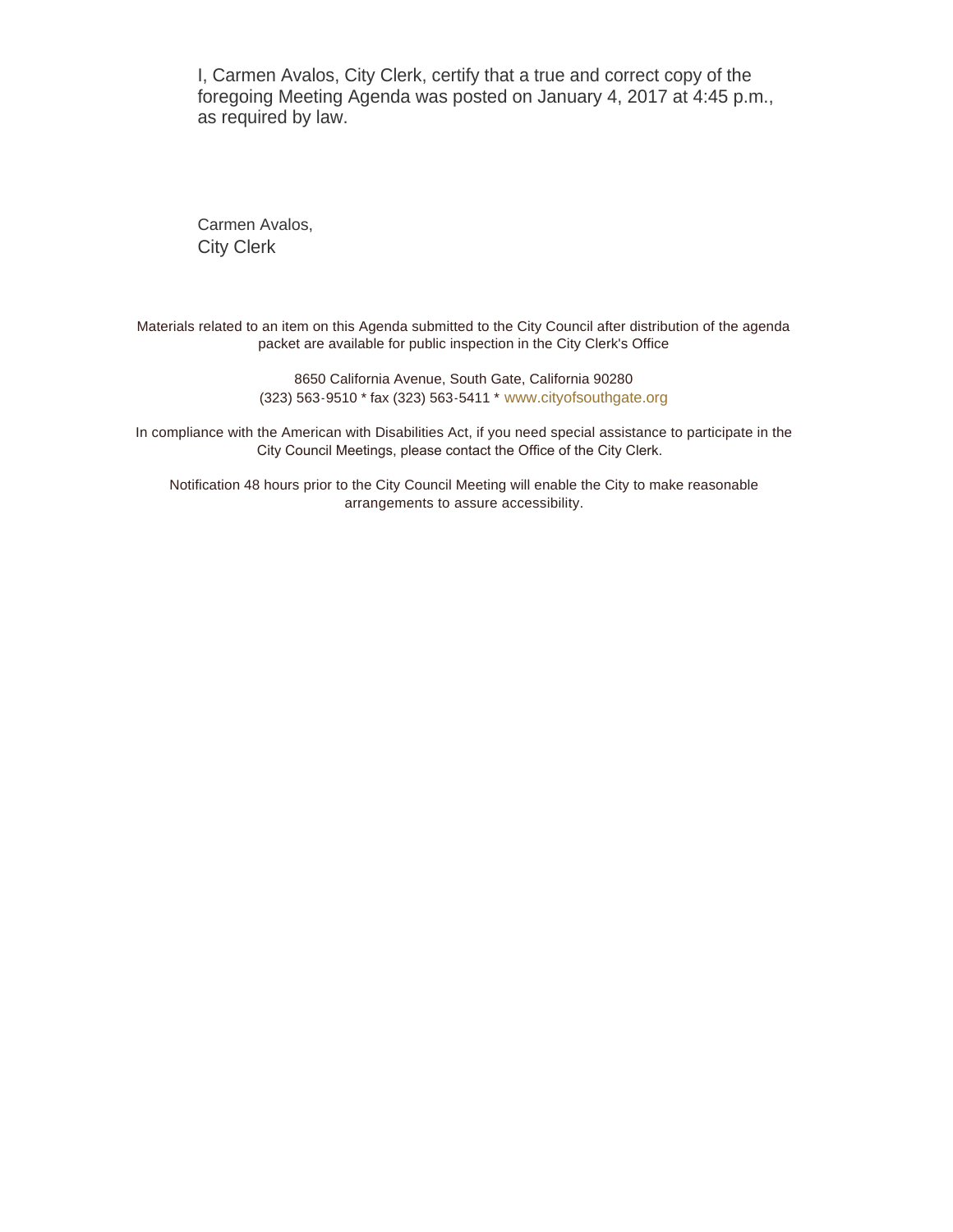I, Carmen Avalos, City Clerk, certify that a true and correct copy of the foregoing Meeting Agenda was posted on January 4, 2017 at 4:45 p.m., as required by law.

Carmen Avalos,
City Clerk

Materials related to an item on this Agenda submitted to the City Council after distribution of the agenda packet are available for public inspection in the City Clerk's Office

8650 California Avenue, South Gate, California 90280
(323) 563-9510 * fax (323) 563-5411 * www.cityofsouthgate.org

In compliance with the American with Disabilities Act, if you need special assistance to participate in the City Council Meetings, please contact the Office of the City Clerk.

Notification 48 hours prior to the City Council Meeting will enable the City to make reasonable arrangements to assure accessibility.